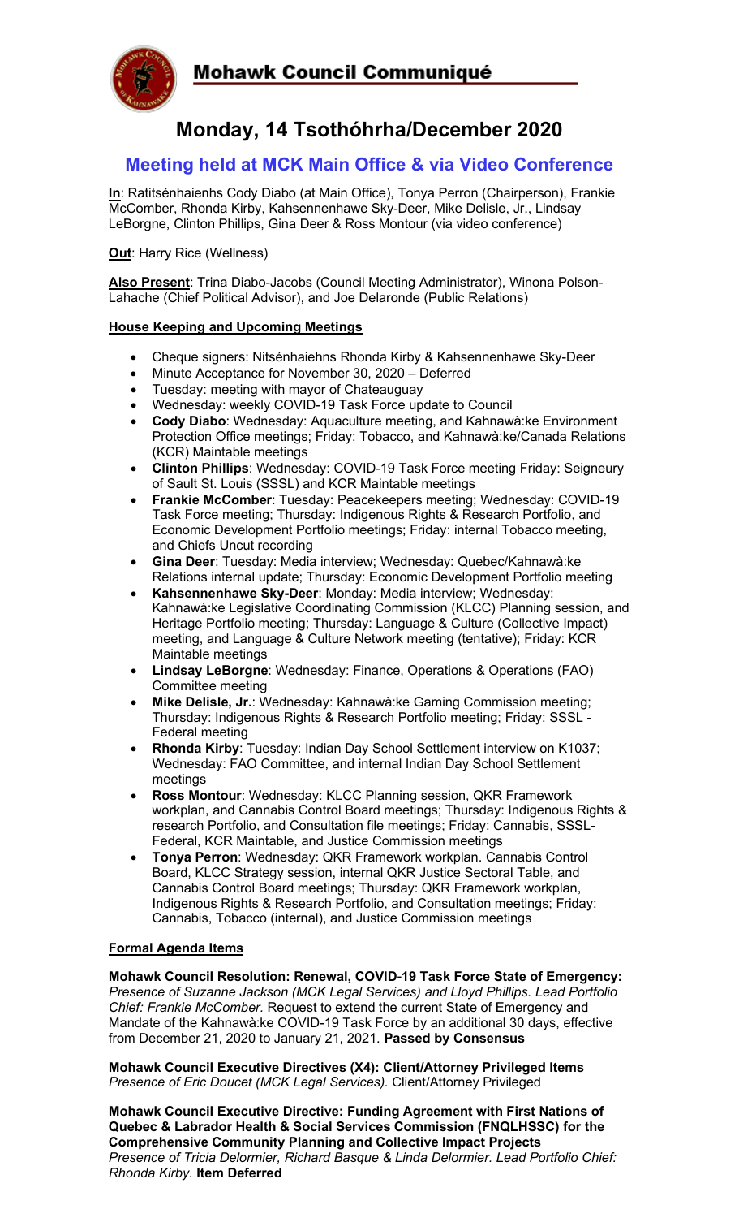# Mohawk Council Communiqué

# Monday, 14 Tsothóhrha/December 2020

## Meeting held at MCK Main Office & via Video Conference

**In**: Ratitsénhaienhs Cody Diabo (at Main Office), Tonya Perron (Chairperson), Frankie McComber, Rhonda Kirby, Kahsennenhawe Sky-Deer, Mike Delisle, Jr., Lindsay LeBorgne, Clinton Phillips, Gina Deer & Ross Montour (via video conference)

**Out**: Harry Rice (Wellness)

**Also Present**: Trina Diabo-Jacobs (Council Meeting Administrator), Winona Polson-Lahache (Chief Political Advisor), and Joe Delaronde (Public Relations)

### House Keeping and Upcoming Meetings

- Cheque signers: Nitsénhaiehns Rhonda Kirby & Kahsennenhawe Sky-Deer
- Minute Acceptance for November 30, 2020 – Deferred
- Tuesday: meeting with mayor of Chateauguay
- Wednesday: weekly COVID-19 Task Force update to Council
- **Cody Diabo**: Wednesday: Aquaculture meeting, and Kahnawà:ke Environment Protection Office meetings; Friday: Tobacco, and Kahnawà:ke/Canada Relations (KCR) Maintable meetings
- **Clinton Phillips**: Wednesday: COVID-19 Task Force meeting Friday: Seigneury of Sault St. Louis (SSSL) and KCR Maintable meetings
- **Frankie McComber**: Tuesday: Peacekeepers meeting; Wednesday: COVID-19 Task Force meeting; Thursday: Indigenous Rights & Research Portfolio, and Economic Development Portfolio meetings; Friday: internal Tobacco meeting, and Chiefs Uncut recording
- **Gina Deer**: Tuesday: Media interview; Wednesday: Quebec/Kahnawà:ke Relations internal update; Thursday: Economic Development Portfolio meeting
- **Kahsennenhawe Sky-Deer**: Monday: Media interview; Wednesday: Kahnawà:ke Legislative Coordinating Commission (KLCC) Planning session, and Heritage Portfolio meeting; Thursday: Language & Culture (Collective Impact) meeting, and Language & Culture Network meeting (tentative); Friday: KCR Maintable meetings
- **Lindsay LeBorgne**: Wednesday: Finance, Operations & Operations (FAO) Committee meeting
- **Mike Delisle, Jr.**: Wednesday: Kahnawà:ke Gaming Commission meeting; Thursday: Indigenous Rights & Research Portfolio meeting; Friday: SSSL - Federal meeting
- **Rhonda Kirby**: Tuesday: Indian Day School Settlement interview on K1037; Wednesday: FAO Committee, and internal Indian Day School Settlement meetings
- **Ross Montour**: Wednesday: KLCC Planning session, QKR Framework workplan, and Cannabis Control Board meetings; Thursday: Indigenous Rights & research Portfolio, and Consultation file meetings; Friday: Cannabis, SSSL-Federal, KCR Maintable, and Justice Commission meetings
- **Tonya Perron**: Wednesday: QKR Framework workplan. Cannabis Control Board, KLCC Strategy session, internal QKR Justice Sectoral Table, and Cannabis Control Board meetings; Thursday: QKR Framework workplan, Indigenous Rights & Research Portfolio, and Consultation meetings; Friday: Cannabis, Tobacco (internal), and Justice Commission meetings

### Formal Agenda Items

**Mohawk Council Resolution: Renewal, COVID-19 Task Force State of Emergency:** *Presence of Suzanne Jackson (MCK Legal Services) and Lloyd Phillips. Lead Portfolio Chief: Frankie McComber.* Request to extend the current State of Emergency and Mandate of the Kahnawà:ke COVID-19 Task Force by an additional 30 days, effective from December 21, 2020 to January 21, 2021. **Passed by Consensus**

**Mohawk Council Executive Directives (X4): Client/Attorney Privileged Items** *Presence of Eric Doucet (MCK Legal Services).* Client/Attorney Privileged

**Mohawk Council Executive Directive: Funding Agreement with First Nations of Quebec & Labrador Health & Social Services Commission (FNQLHSSC) for the Comprehensive Community Planning and Collective Impact Projects**
*Presence of Tricia Delormier, Richard Basque & Linda Delormier. Lead Portfolio Chief: Rhonda Kirby.* **Item Deferred**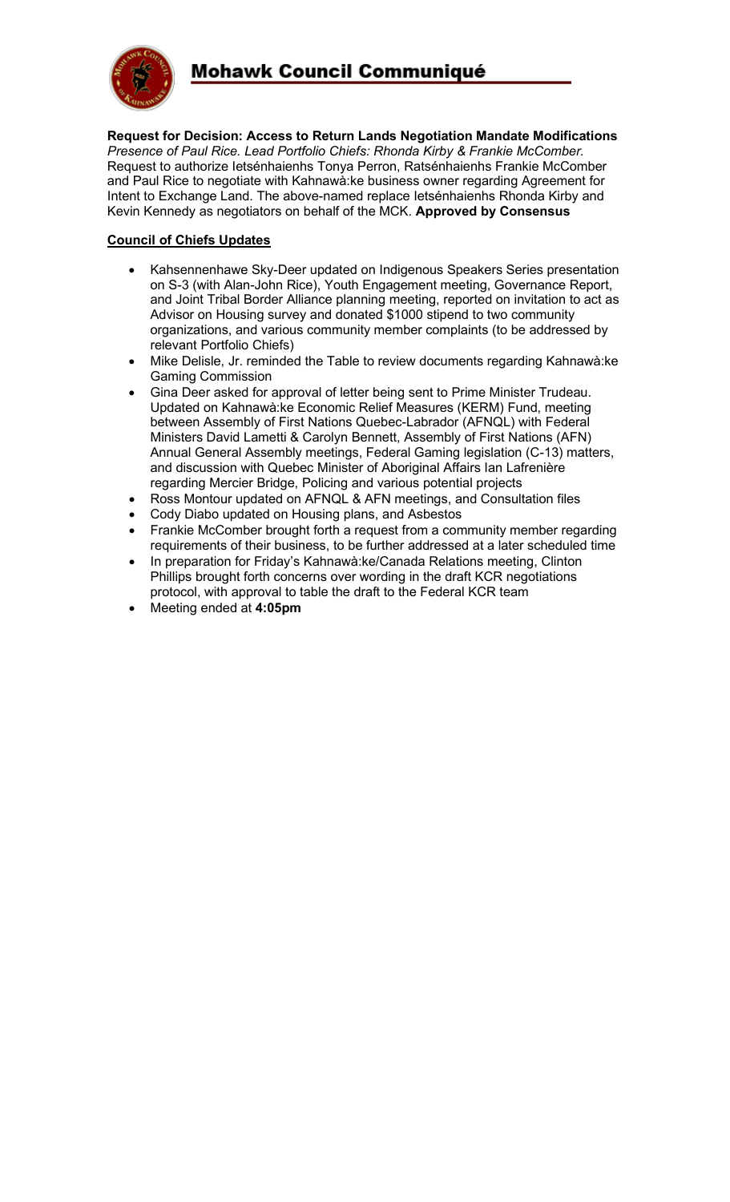# Mohawk Council Communiqué

**Request for Decision: Access to Return Lands Negotiation Mandate Modifications**
*Presence of Paul Rice. Lead Portfolio Chiefs: Rhonda Kirby & Frankie McComber.*
Request to authorize Ietsénhaienhs Tonya Perron, Ratsénhaienhs Frankie McComber and Paul Rice to negotiate with Kahnawà:ke business owner regarding Agreement for Intent to Exchange Land. The above-named replace Ietsénhaienhs Rhonda Kirby and Kevin Kennedy as negotiators on behalf of the MCK. **Approved by Consensus**

## Council of Chiefs Updates

- Kahsennenhawe Sky-Deer updated on Indigenous Speakers Series presentation on S-3 (with Alan-John Rice), Youth Engagement meeting, Governance Report, and Joint Tribal Border Alliance planning meeting, reported on invitation to act as Advisor on Housing survey and donated $1000 stipend to two community organizations, and various community member complaints (to be addressed by relevant Portfolio Chiefs)
- Mike Delisle, Jr. reminded the Table to review documents regarding Kahnawà:ke Gaming Commission
- Gina Deer asked for approval of letter being sent to Prime Minister Trudeau. Updated on Kahnawà:ke Economic Relief Measures (KERM) Fund, meeting between Assembly of First Nations Quebec-Labrador (AFNQL) with Federal Ministers David Lametti & Carolyn Bennett, Assembly of First Nations (AFN) Annual General Assembly meetings, Federal Gaming legislation (C-13) matters, and discussion with Quebec Minister of Aboriginal Affairs Ian Lafrenière regarding Mercier Bridge, Policing and various potential projects
- Ross Montour updated on AFNQL & AFN meetings, and Consultation files
- Cody Diabo updated on Housing plans, and Asbestos
- Frankie McComber brought forth a request from a community member regarding requirements of their business, to be further addressed at a later scheduled time
- In preparation for Friday's Kahnawà:ke/Canada Relations meeting, Clinton Phillips brought forth concerns over wording in the draft KCR negotiations protocol, with approval to table the draft to the Federal KCR team
- Meeting ended at **4:05pm**